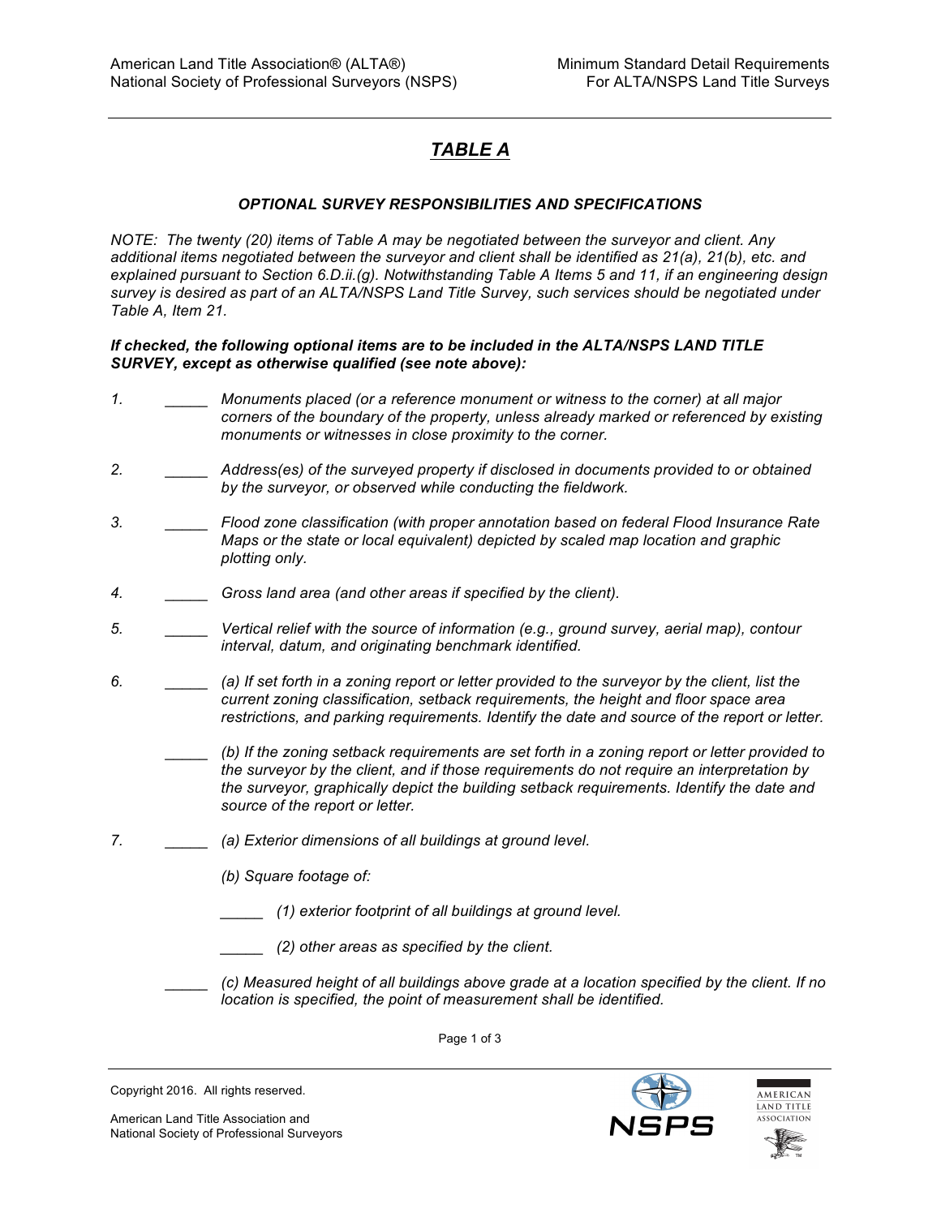# *TABLE A*

### *OPTIONAL SURVEY RESPONSIBILITIES AND SPECIFICATIONS*

*NOTE: The twenty (20) items of Table A may be negotiated between the surveyor and client. Any additional items negotiated between the surveyor and client shall be identified as 21(a), 21(b), etc. and explained pursuant to Section 6.D.ii.(g). Notwithstanding Table A Items 5 and 11, if an engineering design survey is desired as part of an ALTA/NSPS Land Title Survey, such services should be negotiated under Table A, Item 21.*

***If checked, the following optional items are to be included in the ALTA/NSPS LAND TITLE SURVEY, except as otherwise qualified (see note above):***

1. _____ *Monuments placed (or a reference monument or witness to the corner) at all major corners of the boundary of the property, unless already marked or referenced by existing monuments or witnesses in close proximity to the corner.*

2. _____ *Address(es) of the surveyed property if disclosed in documents provided to or obtained by the surveyor, or observed while conducting the fieldwork.*

3. _____ *Flood zone classification (with proper annotation based on federal Flood Insurance Rate Maps or the state or local equivalent) depicted by scaled map location and graphic plotting only.*

4. _____ *Gross land area (and other areas if specified by the client).*

5. _____ *Vertical relief with the source of information (e.g., ground survey, aerial map), contour interval, datum, and originating benchmark identified.*

6. _____ *(a) If set forth in a zoning report or letter provided to the surveyor by the client, list the current zoning classification, setback requirements, the height and floor space area restrictions, and parking requirements. Identify the date and source of the report or letter.*

   _____ *(b) If the zoning setback requirements are set forth in a zoning report or letter provided to the surveyor by the client, and if those requirements do not require an interpretation by the surveyor, graphically depict the building setback requirements. Identify the date and source of the report or letter.*

7. _____ *(a) Exterior dimensions of all buildings at ground level.*

   *(b) Square footage of:*

   _____ *(1) exterior footprint of all buildings at ground level.*

   _____ *(2) other areas as specified by the client.*

   _____ *(c) Measured height of all buildings above grade at a location specified by the client. If no location is specified, the point of measurement shall be identified.*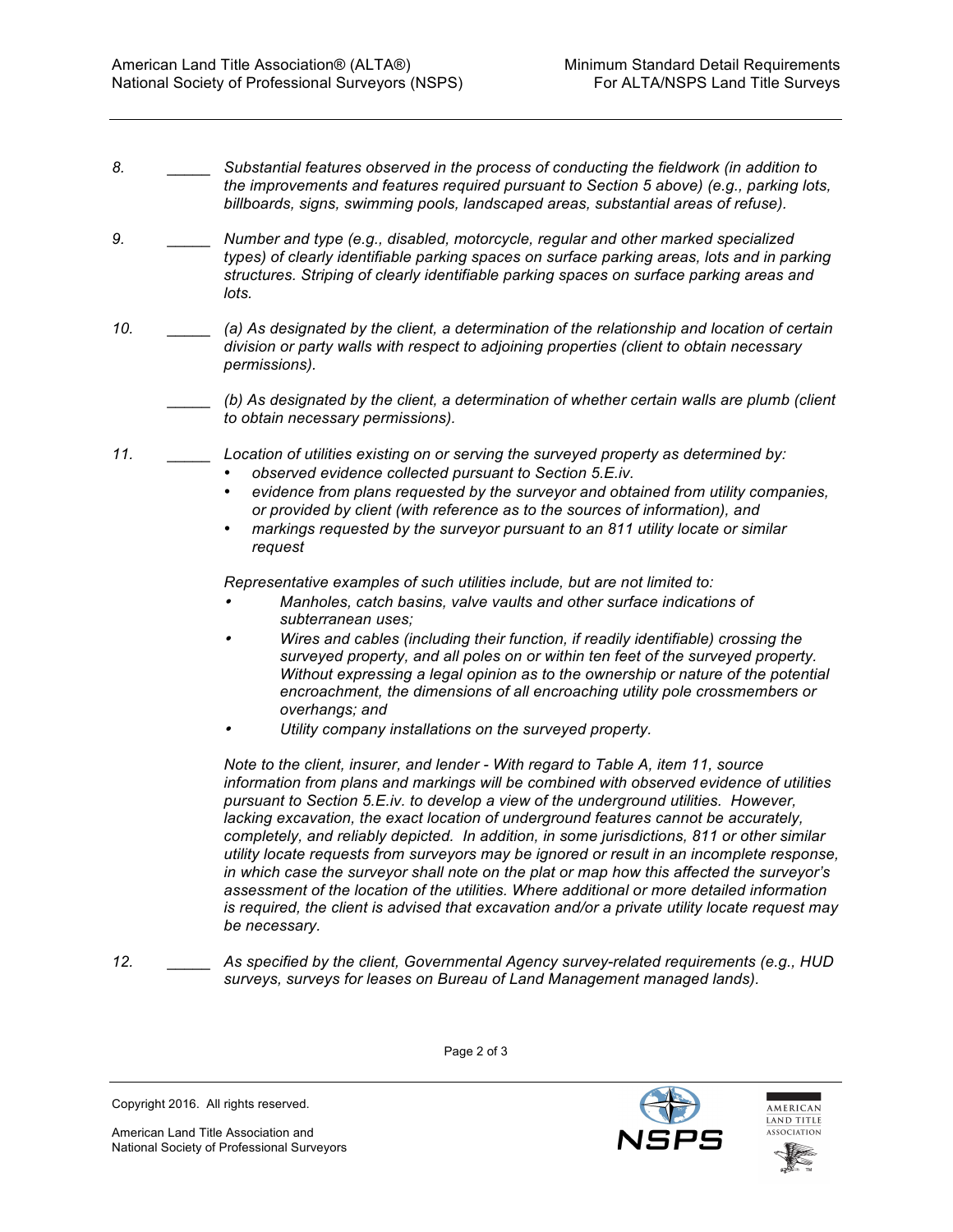8. _____ *Substantial features observed in the process of conducting the fieldwork (in addition to the improvements and features required pursuant to Section 5 above) (e.g., parking lots, billboards, signs, swimming pools, landscaped areas, substantial areas of refuse).*

9. _____ *Number and type (e.g., disabled, motorcycle, regular and other marked specialized types) of clearly identifiable parking spaces on surface parking areas, lots and in parking structures. Striping of clearly identifiable parking spaces on surface parking areas and lots.*

10. _____ *(a) As designated by the client, a determination of the relationship and location of certain division or party walls with respect to adjoining properties (client to obtain necessary permissions).*

    _____ *(b) As designated by the client, a determination of whether certain walls are plumb (client to obtain necessary permissions).*

11. _____ *Location of utilities existing on or serving the surveyed property as determined by:*
    - *observed evidence collected pursuant to Section 5.E.iv.*
    - *evidence from plans requested by the surveyor and obtained from utility companies, or provided by client (with reference as to the sources of information), and*
    - *markings requested by the surveyor pursuant to an 811 utility locate or similar request*

    *Representative examples of such utilities include, but are not limited to:*
    - *Manholes, catch basins, valve vaults and other surface indications of subterranean uses;*
    - *Wires and cables (including their function, if readily identifiable) crossing the surveyed property, and all poles on or within ten feet of the surveyed property. Without expressing a legal opinion as to the ownership or nature of the potential encroachment, the dimensions of all encroaching utility pole crossmembers or overhangs; and*
    - *Utility company installations on the surveyed property.*

    *Note to the client, insurer, and lender - With regard to Table A, item 11, source information from plans and markings will be combined with observed evidence of utilities pursuant to Section 5.E.iv. to develop a view of the underground utilities. However, lacking excavation, the exact location of underground features cannot be accurately, completely, and reliably depicted. In addition, in some jurisdictions, 811 or other similar utility locate requests from surveyors may be ignored or result in an incomplete response, in which case the surveyor shall note on the plat or map how this affected the surveyor's assessment of the location of the utilities. Where additional or more detailed information is required, the client is advised that excavation and/or a private utility locate request may be necessary.*

12. _____ *As specified by the client, Governmental Agency survey-related requirements (e.g., HUD surveys, surveys for leases on Bureau of Land Management managed lands).*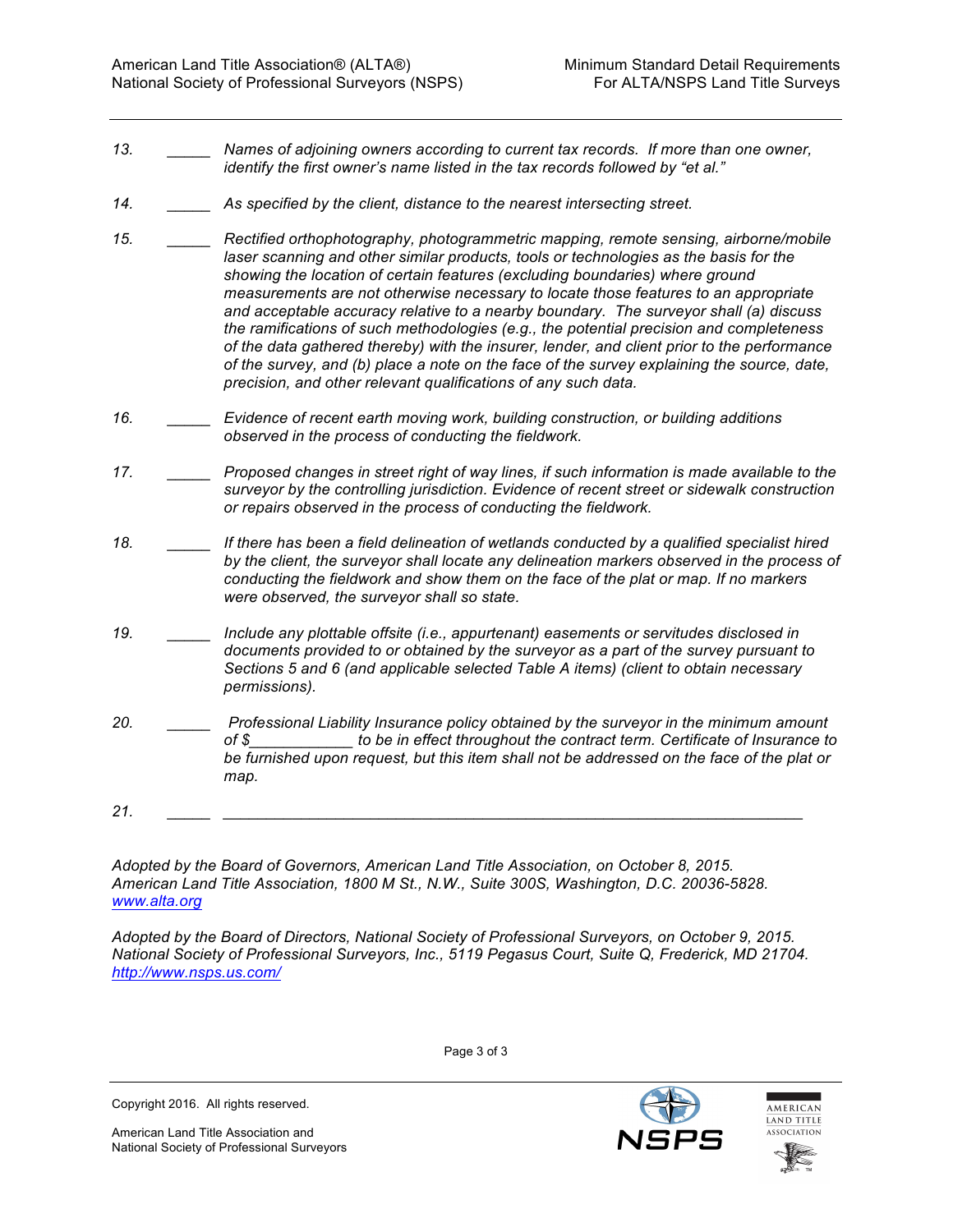13. _____ *Names of adjoining owners according to current tax records. If more than one owner, identify the first owner's name listed in the tax records followed by "et al."*

14. _____ *As specified by the client, distance to the nearest intersecting street.*

15. _____ *Rectified orthophotography, photogrammetric mapping, remote sensing, airborne/mobile laser scanning and other similar products, tools or technologies as the basis for the showing the location of certain features (excluding boundaries) where ground measurements are not otherwise necessary to locate those features to an appropriate and acceptable accuracy relative to a nearby boundary. The surveyor shall (a) discuss the ramifications of such methodologies (e.g., the potential precision and completeness of the data gathered thereby) with the insurer, lender, and client prior to the performance of the survey, and (b) place a note on the face of the survey explaining the source, date, precision, and other relevant qualifications of any such data.*

16. _____ *Evidence of recent earth moving work, building construction, or building additions observed in the process of conducting the fieldwork.*

17. _____ *Proposed changes in street right of way lines, if such information is made available to the surveyor by the controlling jurisdiction. Evidence of recent street or sidewalk construction or repairs observed in the process of conducting the fieldwork.*

18. _____ *If there has been a field delineation of wetlands conducted by a qualified specialist hired by the client, the surveyor shall locate any delineation markers observed in the process of conducting the fieldwork and show them on the face of the plat or map. If no markers were observed, the surveyor shall so state.*

19. _____ *Include any plottable offsite (i.e., appurtenant) easements or servitudes disclosed in documents provided to or obtained by the surveyor as a part of the survey pursuant to Sections 5 and 6 (and applicable selected Table A items) (client to obtain necessary permissions).*

20. _____ *Professional Liability Insurance policy obtained by the surveyor in the minimum amount of $____________ to be in effect throughout the contract term. Certificate of Insurance to be furnished upon request, but this item shall not be addressed on the face of the plat or map.*

21. _____ _______________________________________________________________________

*Adopted by the Board of Governors, American Land Title Association, on October 8, 2015.*
*American Land Title Association, 1800 M St., N.W., Suite 300S, Washington, D.C. 20036-5828.*
*[www.alta.org](www.alta.org)*

*Adopted by the Board of Directors, National Society of Professional Surveyors, on October 9, 2015.*
*National Society of Professional Surveyors, Inc., 5119 Pegasus Court, Suite Q, Frederick, MD 21704.*
*[http://www.nsps.us.com/](http://www.nsps.us.com/)*

Copyright 2016. All rights reserved.

American Land Title Association and
National Society of Professional Surveyors